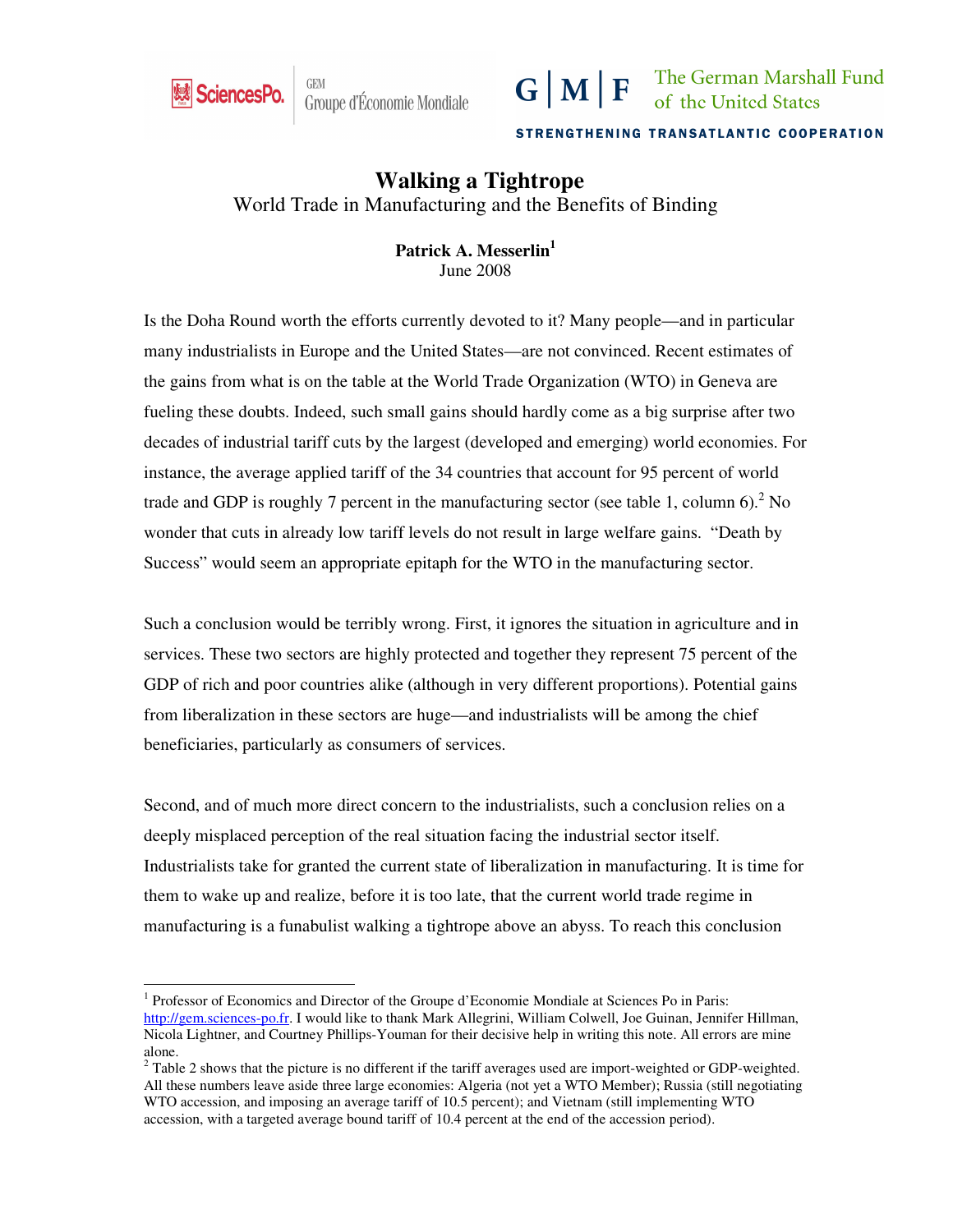SciencesPo. GEM Groupe d'Économie Mondiale

G | M | F The German Marshall Fund of the United States

STRENGTHENING TRANSATLANTIC COOPERATION

# Walking a Tightrope

## World Trade in Manufacturing and the Benefits of Binding

**Patrick A. Messerlin**[1]
June 2008

Is the Doha Round worth the efforts currently devoted to it? Many people—and in particular many industrialists in Europe and the United States—are not convinced. Recent estimates of the gains from what is on the table at the World Trade Organization (WTO) in Geneva are fueling these doubts. Indeed, such small gains should hardly come as a big surprise after two decades of industrial tariff cuts by the largest (developed and emerging) world economies. For instance, the average applied tariff of the 34 countries that account for 95 percent of world trade and GDP is roughly 7 percent in the manufacturing sector (see table 1, column 6).[2] No wonder that cuts in already low tariff levels do not result in large welfare gains. "Death by Success" would seem an appropriate epitaph for the WTO in the manufacturing sector.

Such a conclusion would be terribly wrong. First, it ignores the situation in agriculture and in services. These two sectors are highly protected and together they represent 75 percent of the GDP of rich and poor countries alike (although in very different proportions). Potential gains from liberalization in these sectors are huge—and industrialists will be among the chief beneficiaries, particularly as consumers of services.

Second, and of much more direct concern to the industrialists, such a conclusion relies on a deeply misplaced perception of the real situation facing the industrial sector itself. Industrialists take for granted the current state of liberalization in manufacturing. It is time for them to wake up and realize, before it is too late, that the current world trade regime in manufacturing is a funabulist walking a tightrope above an abyss. To reach this conclusion

---

[1] Professor of Economics and Director of the Groupe d'Economie Mondiale at Sciences Po in Paris: http://gem.sciences-po.fr. I would like to thank Mark Allegrini, William Colwell, Joe Guinan, Jennifer Hillman, Nicola Lightner, and Courtney Phillips-Youman for their decisive help in writing this note. All errors are mine alone.

[2] Table 2 shows that the picture is no different if the tariff averages used are import-weighted or GDP-weighted. All these numbers leave aside three large economies: Algeria (not yet a WTO Member); Russia (still negotiating WTO accession, and imposing an average tariff of 10.5 percent); and Vietnam (still implementing WTO accession, with a targeted average bound tariff of 10.4 percent at the end of the accession period).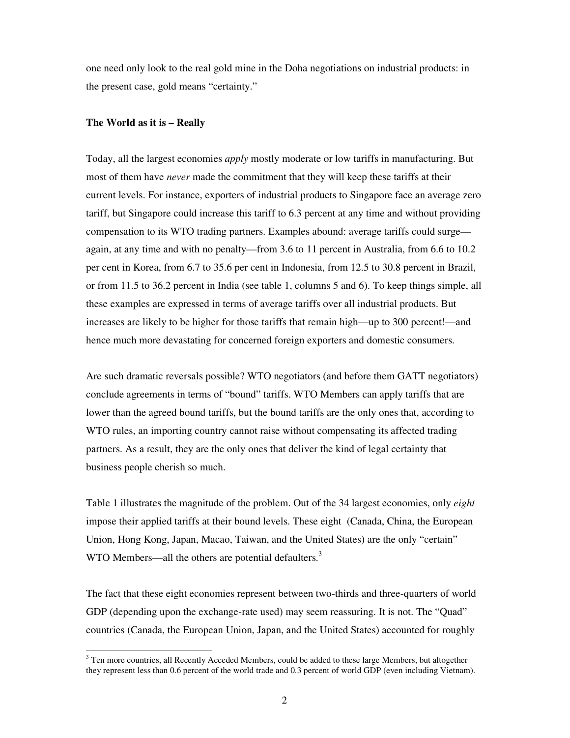one need only look to the real gold mine in the Doha negotiations on industrial products: in the present case, gold means "certainty."

**The World as it is – Really**

Today, all the largest economies *apply* mostly moderate or low tariffs in manufacturing. But most of them have *never* made the commitment that they will keep these tariffs at their current levels. For instance, exporters of industrial products to Singapore face an average zero tariff, but Singapore could increase this tariff to 6.3 percent at any time and without providing compensation to its WTO trading partners. Examples abound: average tariffs could surge—again, at any time and with no penalty—from 3.6 to 11 percent in Australia, from 6.6 to 10.2 per cent in Korea, from 6.7 to 35.6 per cent in Indonesia, from 12.5 to 30.8 percent in Brazil, or from 11.5 to 36.2 percent in India (see table 1, columns 5 and 6). To keep things simple, all these examples are expressed in terms of average tariffs over all industrial products. But increases are likely to be higher for those tariffs that remain high—up to 300 percent!—and hence much more devastating for concerned foreign exporters and domestic consumers.

Are such dramatic reversals possible? WTO negotiators (and before them GATT negotiators) conclude agreements in terms of "bound" tariffs. WTO Members can apply tariffs that are lower than the agreed bound tariffs, but the bound tariffs are the only ones that, according to WTO rules, an importing country cannot raise without compensating its affected trading partners. As a result, they are the only ones that deliver the kind of legal certainty that business people cherish so much.

Table 1 illustrates the magnitude of the problem. Out of the 34 largest economies, only *eight* impose their applied tariffs at their bound levels. These eight (Canada, China, the European Union, Hong Kong, Japan, Macao, Taiwan, and the United States) are the only "certain" WTO Members—all the others are potential defaulters.[3]

The fact that these eight economies represent between two-thirds and three-quarters of world GDP (depending upon the exchange-rate used) may seem reassuring. It is not. The "Quad" countries (Canada, the European Union, Japan, and the United States) accounted for roughly

[3] Ten more countries, all Recently Acceded Members, could be added to these large Members, but altogether they represent less than 0.6 percent of the world trade and 0.3 percent of world GDP (even including Vietnam).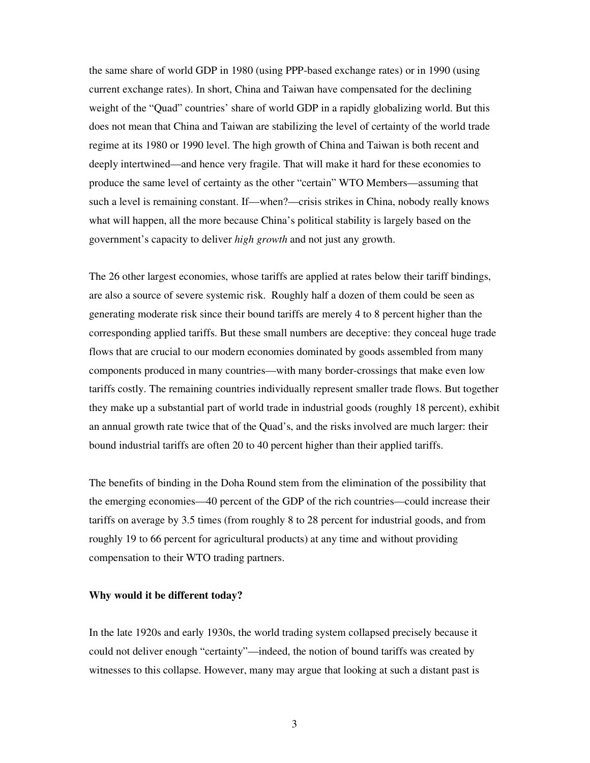the same share of world GDP in 1980 (using PPP-based exchange rates) or in 1990 (using current exchange rates). In short, China and Taiwan have compensated for the declining weight of the "Quad" countries' share of world GDP in a rapidly globalizing world. But this does not mean that China and Taiwan are stabilizing the level of certainty of the world trade regime at its 1980 or 1990 level. The high growth of China and Taiwan is both recent and deeply intertwined—and hence very fragile. That will make it hard for these economies to produce the same level of certainty as the other "certain" WTO Members—assuming that such a level is remaining constant. If—when?—crisis strikes in China, nobody really knows what will happen, all the more because China's political stability is largely based on the government's capacity to deliver *high growth* and not just any growth.

The 26 other largest economies, whose tariffs are applied at rates below their tariff bindings, are also a source of severe systemic risk. Roughly half a dozen of them could be seen as generating moderate risk since their bound tariffs are merely 4 to 8 percent higher than the corresponding applied tariffs. But these small numbers are deceptive: they conceal huge trade flows that are crucial to our modern economies dominated by goods assembled from many components produced in many countries—with many border-crossings that make even low tariffs costly. The remaining countries individually represent smaller trade flows. But together they make up a substantial part of world trade in industrial goods (roughly 18 percent), exhibit an annual growth rate twice that of the Quad's, and the risks involved are much larger: their bound industrial tariffs are often 20 to 40 percent higher than their applied tariffs.

The benefits of binding in the Doha Round stem from the elimination of the possibility that the emerging economies—40 percent of the GDP of the rich countries—could increase their tariffs on average by 3.5 times (from roughly 8 to 28 percent for industrial goods, and from roughly 19 to 66 percent for agricultural products) at any time and without providing compensation to their WTO trading partners.

**Why would it be different today?**

In the late 1920s and early 1930s, the world trading system collapsed precisely because it could not deliver enough "certainty"—indeed, the notion of bound tariffs was created by witnesses to this collapse. However, many may argue that looking at such a distant past is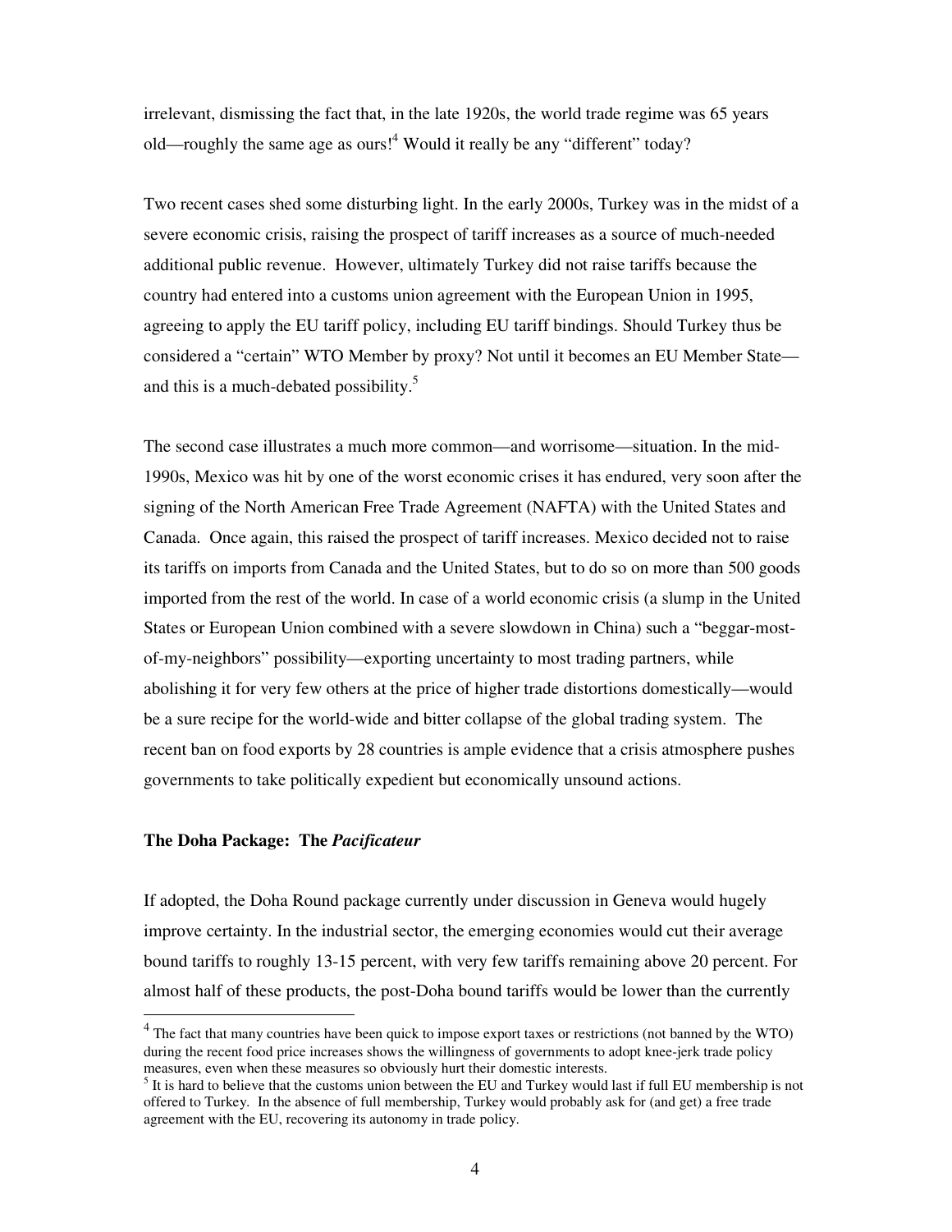irrelevant, dismissing the fact that, in the late 1920s, the world trade regime was 65 years old—roughly the same age as ours![4] Would it really be any "different" today?

Two recent cases shed some disturbing light. In the early 2000s, Turkey was in the midst of a severe economic crisis, raising the prospect of tariff increases as a source of much-needed additional public revenue. However, ultimately Turkey did not raise tariffs because the country had entered into a customs union agreement with the European Union in 1995, agreeing to apply the EU tariff policy, including EU tariff bindings. Should Turkey thus be considered a "certain" WTO Member by proxy? Not until it becomes an EU Member State—and this is a much-debated possibility.[5]

The second case illustrates a much more common—and worrisome—situation. In the mid-1990s, Mexico was hit by one of the worst economic crises it has endured, very soon after the signing of the North American Free Trade Agreement (NAFTA) with the United States and Canada. Once again, this raised the prospect of tariff increases. Mexico decided not to raise its tariffs on imports from Canada and the United States, but to do so on more than 500 goods imported from the rest of the world. In case of a world economic crisis (a slump in the United States or European Union combined with a severe slowdown in China) such a "beggar-most-of-my-neighbors" possibility—exporting uncertainty to most trading partners, while abolishing it for very few others at the price of higher trade distortions domestically—would be a sure recipe for the world-wide and bitter collapse of the global trading system. The recent ban on food exports by 28 countries is ample evidence that a crisis atmosphere pushes governments to take politically expedient but economically unsound actions.

**The Doha Package: The *Pacificateur***

If adopted, the Doha Round package currently under discussion in Geneva would hugely improve certainty. In the industrial sector, the emerging economies would cut their average bound tariffs to roughly 13-15 percent, with very few tariffs remaining above 20 percent. For almost half of these products, the post-Doha bound tariffs would be lower than the currently

---

[4] The fact that many countries have been quick to impose export taxes or restrictions (not banned by the WTO) during the recent food price increases shows the willingness of governments to adopt knee-jerk trade policy measures, even when these measures so obviously hurt their domestic interests.

[5] It is hard to believe that the customs union between the EU and Turkey would last if full EU membership is not offered to Turkey. In the absence of full membership, Turkey would probably ask for (and get) a free trade agreement with the EU, recovering its autonomy in trade policy.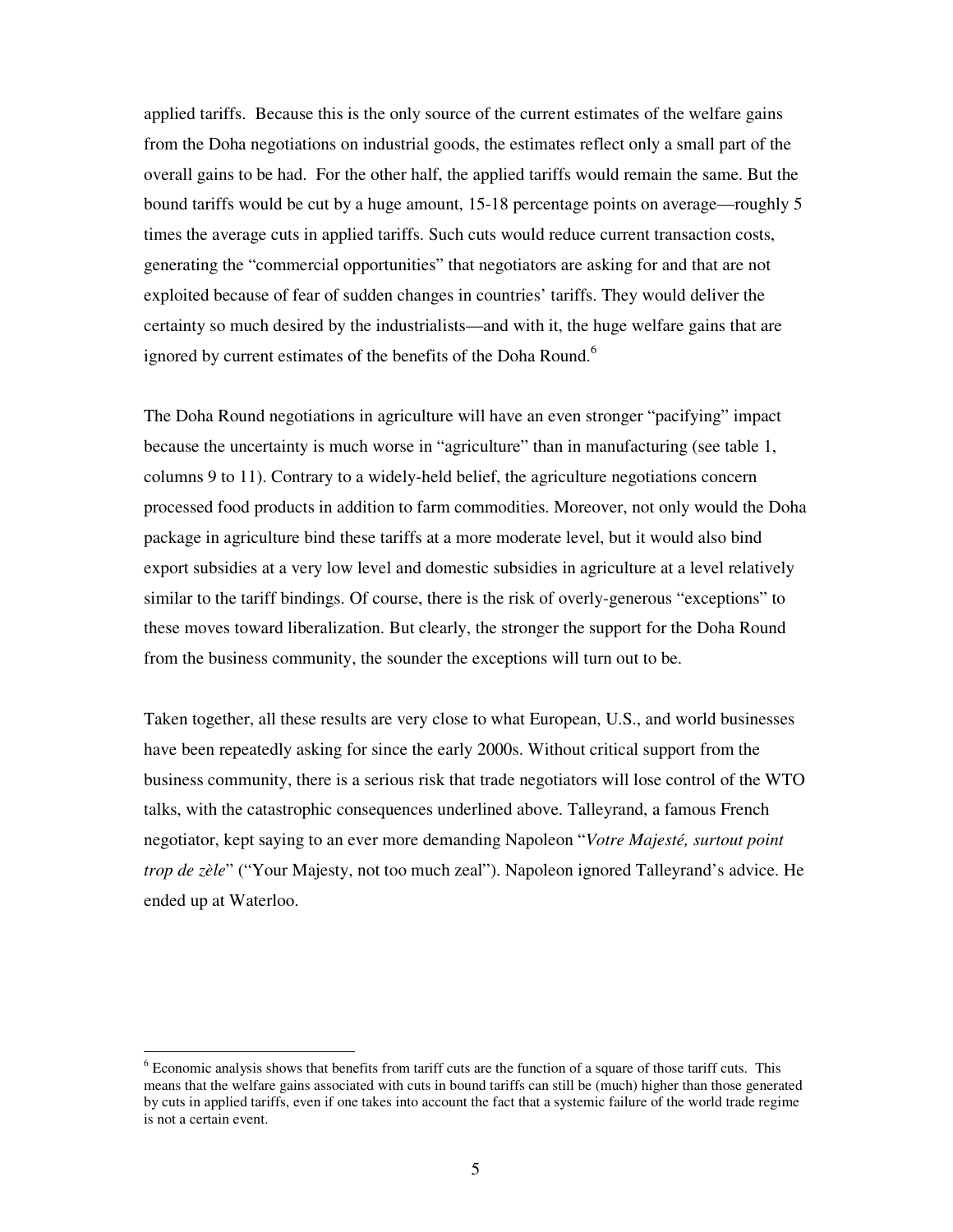applied tariffs. Because this is the only source of the current estimates of the welfare gains from the Doha negotiations on industrial goods, the estimates reflect only a small part of the overall gains to be had. For the other half, the applied tariffs would remain the same. But the bound tariffs would be cut by a huge amount, 15-18 percentage points on average—roughly 5 times the average cuts in applied tariffs. Such cuts would reduce current transaction costs, generating the "commercial opportunities" that negotiators are asking for and that are not exploited because of fear of sudden changes in countries' tariffs. They would deliver the certainty so much desired by the industrialists—and with it, the huge welfare gains that are ignored by current estimates of the benefits of the Doha Round.[6]

The Doha Round negotiations in agriculture will have an even stronger "pacifying" impact because the uncertainty is much worse in "agriculture" than in manufacturing (see table 1, columns 9 to 11). Contrary to a widely-held belief, the agriculture negotiations concern processed food products in addition to farm commodities. Moreover, not only would the Doha package in agriculture bind these tariffs at a more moderate level, but it would also bind export subsidies at a very low level and domestic subsidies in agriculture at a level relatively similar to the tariff bindings. Of course, there is the risk of overly-generous "exceptions" to these moves toward liberalization. But clearly, the stronger the support for the Doha Round from the business community, the sounder the exceptions will turn out to be.

Taken together, all these results are very close to what European, U.S., and world businesses have been repeatedly asking for since the early 2000s. Without critical support from the business community, there is a serious risk that trade negotiators will lose control of the WTO talks, with the catastrophic consequences underlined above. Talleyrand, a famous French negotiator, kept saying to an ever more demanding Napoleon "*Votre Majesté, surtout point trop de zèle*" ("Your Majesty, not too much zeal"). Napoleon ignored Talleyrand's advice. He ended up at Waterloo.

---

[6] Economic analysis shows that benefits from tariff cuts are the function of a square of those tariff cuts. This means that the welfare gains associated with cuts in bound tariffs can still be (much) higher than those generated by cuts in applied tariffs, even if one takes into account the fact that a systemic failure of the world trade regime is not a certain event.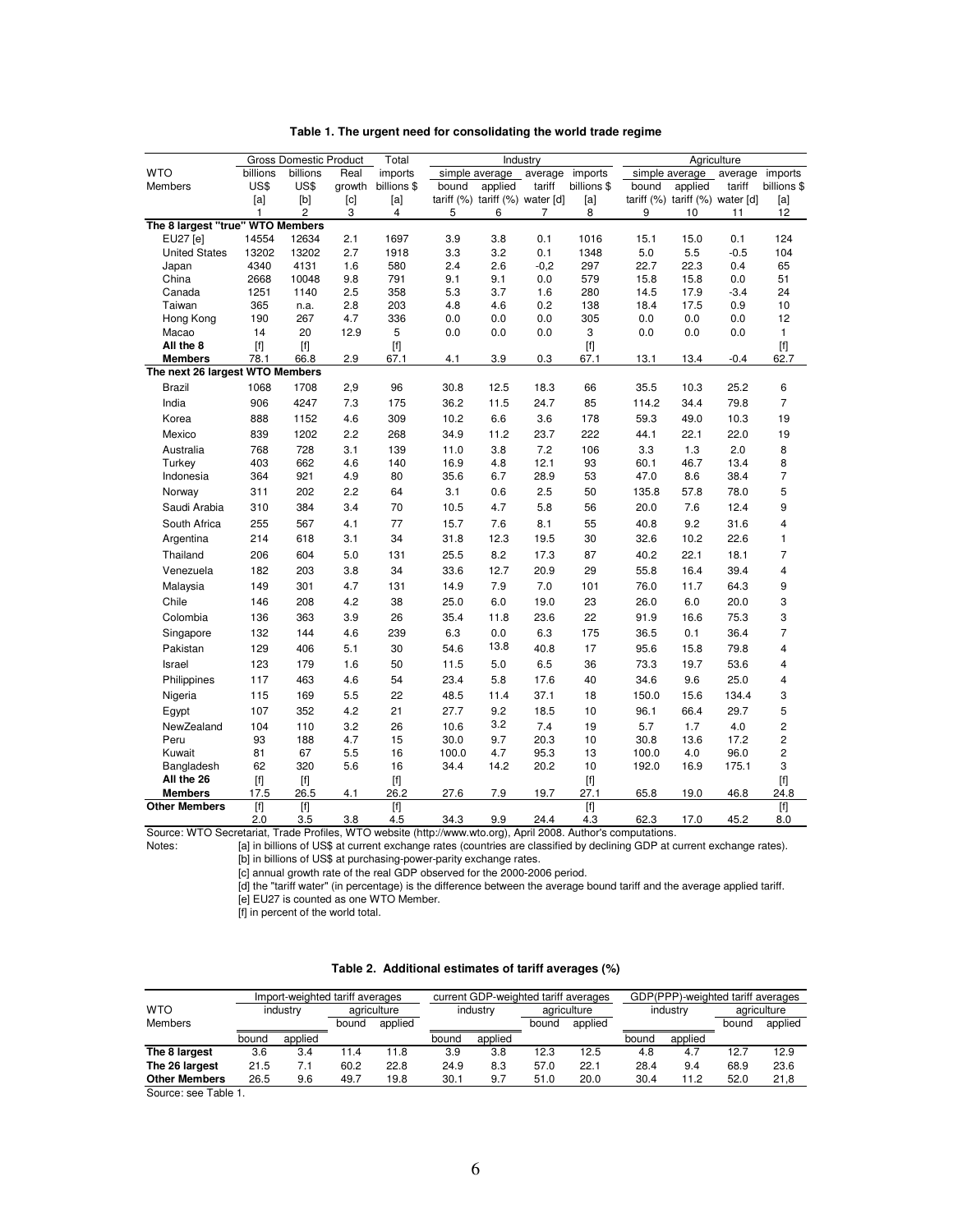**Table 1. The urgent need for consolidating the world trade regime**

| WTO Members | Gross Domestic Product billions US$ [a] | Gross Domestic Product billions US$ [b] | Gross Domestic Product Real growth [c] | Total imports billions $ [a] | Industry simple average bound tariff (%) | Industry simple average applied tariff (%) | Industry average tariff water [d] | Industry imports billions $ [a] | Agriculture simple average bound tariff (%) | Agriculture simple average applied tariff (%) | Agriculture average tariff water [d] | Agriculture imports billions $ [a] |
|---|---|---|---|---|---|---|---|---|---|---|---|---|
| | 1 | 2 | 3 | 4 | 5 | 6 | 7 | 8 | 9 | 10 | 11 | 12 |
| **The 8 largest "true" WTO Members** | | | | | | | | | | | | |
| EU27 [e] | 14554 | 12634 | 2.1 | 1697 | 3.9 | 3.8 | 0.1 | 1016 | 15.1 | 15.0 | 0.1 | 124 |
| United States | 13202 | 13202 | 2.7 | 1918 | 3.3 | 3.2 | 0.1 | 1348 | 5.0 | 5.5 | -0.5 | 104 |
| Japan | 4340 | 4131 | 1.6 | 580 | 2.4 | 2.6 | -0,2 | 297 | 22.7 | 22.3 | 0.4 | 65 |
| China | 2668 | 10048 | 9.8 | 791 | 9.1 | 9.1 | 0.0 | 579 | 15.8 | 15.8 | 0.0 | 51 |
| Canada | 1251 | 1140 | 2.5 | 358 | 5.3 | 3.7 | 1.6 | 280 | 14.5 | 17.9 | -3.4 | 24 |
| Taiwan | 365 | n.a. | 2.8 | 203 | 4.8 | 4.6 | 0.2 | 138 | 18.4 | 17.5 | 0.9 | 10 |
| Hong Kong | 190 | 267 | 4.7 | 336 | 0.0 | 0.0 | 0.0 | 305 | 0.0 | 0.0 | 0.0 | 12 |
| Macao | 14 | 20 | 12.9 | 5 | 0.0 | 0.0 | 0.0 | 3 | 0.0 | 0.0 | 0.0 | 1 |
| **All the 8** | [f] | [f] | | [f] | | | | [f] | | | | [f] |
| **Members** | 78.1 | 66.8 | 2.9 | 67.1 | 4.1 | 3.9 | 0.3 | 67.1 | 13.1 | 13.4 | -0.4 | 62.7 |
| **The next 26 largest WTO Members** | | | | | | | | | | | | |
| Brazil | 1068 | 1708 | 2,9 | 96 | 30.8 | 12.5 | 18.3 | 66 | 35.5 | 10.3 | 25.2 | 6 |
| India | 906 | 4247 | 7.3 | 175 | 36.2 | 11.5 | 24.7 | 85 | 114.2 | 34.4 | 79.8 | 7 |
| Korea | 888 | 1152 | 4.6 | 309 | 10.2 | 6.6 | 3.6 | 178 | 59.3 | 49.0 | 10.3 | 19 |
| Mexico | 839 | 1202 | 2.2 | 268 | 34.9 | 11.2 | 23.7 | 222 | 44.1 | 22.1 | 22.0 | 19 |
| Australia | 768 | 728 | 3.1 | 139 | 11.0 | 3.8 | 7.2 | 106 | 3.3 | 1.3 | 2.0 | 8 |
| Turkey | 403 | 662 | 4.6 | 140 | 16.9 | 4.8 | 12.1 | 93 | 60.1 | 46.7 | 13.4 | 8 |
| Indonesia | 364 | 921 | 4.9 | 80 | 35.6 | 6.7 | 28.9 | 53 | 47.0 | 8.6 | 38.4 | 7 |
| Norway | 311 | 202 | 2.2 | 64 | 3.1 | 0.6 | 2.5 | 50 | 135.8 | 57.8 | 78.0 | 5 |
| Saudi Arabia | 310 | 384 | 3.4 | 70 | 10.5 | 4.7 | 5.8 | 56 | 20.0 | 7.6 | 12.4 | 9 |
| South Africa | 255 | 567 | 4.1 | 77 | 15.7 | 7.6 | 8.1 | 55 | 40.8 | 9.2 | 31.6 | 4 |
| Argentina | 214 | 618 | 3.1 | 34 | 31.8 | 12.3 | 19.5 | 30 | 32.6 | 10.2 | 22.6 | 1 |
| Thailand | 206 | 604 | 5.0 | 131 | 25.5 | 8.2 | 17.3 | 87 | 40.2 | 22.1 | 18.1 | 7 |
| Venezuela | 182 | 203 | 3.8 | 34 | 33.6 | 12.7 | 20.9 | 29 | 55.8 | 16.4 | 39.4 | 4 |
| Malaysia | 149 | 301 | 4.7 | 131 | 14.9 | 7.9 | 7.0 | 101 | 76.0 | 11.7 | 64.3 | 9 |
| Chile | 146 | 208 | 4.2 | 38 | 25.0 | 6.0 | 19.0 | 23 | 26.0 | 6.0 | 20.0 | 3 |
| Colombia | 136 | 363 | 3.9 | 26 | 35.4 | 11.8 | 23.6 | 22 | 91.9 | 16.6 | 75.3 | 3 |
| Singapore | 132 | 144 | 4.6 | 239 | 6.3 | 0.0 | 6.3 | 175 | 36.5 | 0.1 | 36.4 | 7 |
| Pakistan | 129 | 406 | 5.1 | 30 | 54.6 | 13.8 | 40.8 | 17 | 95.6 | 15.8 | 79.8 | 4 |
| Israel | 123 | 179 | 1.6 | 50 | 11.5 | 5.0 | 6.5 | 36 | 73.3 | 19.7 | 53.6 | 4 |
| Philippines | 117 | 463 | 4.6 | 54 | 23.4 | 5.8 | 17.6 | 40 | 34.6 | 9.6 | 25.0 | 4 |
| Nigeria | 115 | 169 | 5.5 | 22 | 48.5 | 11.4 | 37.1 | 18 | 150.0 | 15.6 | 134.4 | 3 |
| Egypt | 107 | 352 | 4.2 | 21 | 27.7 | 9.2 | 18.5 | 10 | 96.1 | 66.4 | 29.7 | 5 |
| NewZealand | 104 | 110 | 3.2 | 26 | 10.6 | 3.2 | 7.4 | 19 | 5.7 | 1.7 | 4.0 | 2 |
| Peru | 93 | 188 | 4.7 | 15 | 30.0 | 9.7 | 20.3 | 10 | 30.8 | 13.6 | 17.2 | 2 |
| Kuwait | 81 | 67 | 5.5 | 16 | 100.0 | 4.7 | 95.3 | 13 | 100.0 | 4.0 | 96.0 | 2 |
| Bangladesh | 62 | 320 | 5.6 | 16 | 34.4 | 14.2 | 20.2 | 10 | 192.0 | 16.9 | 175.1 | 3 |
| **All the 26** | [f] | [f] | | [f] | | | | [f] | | | | [f] |
| **Members** | 17.5 | 26.5 | 4.1 | 26.2 | 27.6 | 7.9 | 19.7 | 27.1 | 65.8 | 19.0 | 46.8 | 24.8 |
| **Other Members** | [f] | [f] | | [f] | | | | [f] | | | | [f] |
| | 2.0 | 3.5 | 3.8 | 4.5 | 34.3 | 9.9 | 24.4 | 4.3 | 62.3 | 17.0 | 45.2 | 8.0 |

Source: WTO Secretariat, Trade Profiles, WTO website (http://www.wto.org), April 2008. Author's computations.

Notes:
[a] in billions of US$ at current exchange rates (countries are classified by declining GDP at current exchange rates).
[b] in billions of US$ at purchasing-power-parity exchange rates.
[c] annual growth rate of the real GDP observed for the 2000-2006 period.
[d] the "tariff water" (in percentage) is the difference between the average bound tariff and the average applied tariff.
[e] EU27 is counted as one WTO Member.
[f] in percent of the world total.

**Table 2. Additional estimates of tariff averages (%)**

| WTO Members | Import-weighted tariff averages: industry bound | industry applied | agriculture bound | agriculture applied | Current GDP-weighted tariff averages: industry bound | industry applied | agriculture bound | agriculture applied | GDP(PPP)-weighted tariff averages: industry bound | industry applied | agriculture bound | agriculture applied |
|---|---|---|---|---|---|---|---|---|---|---|---|---|
| **The 8 largest** | 3.6 | 3.4 | 11.4 | 11.8 | 3.9 | 3.8 | 12.3 | 12.5 | 4.8 | 4.7 | 12.7 | 12.9 |
| **The 26 largest** | 21.5 | 7.1 | 60.2 | 22.8 | 24.9 | 8.3 | 57.0 | 22.1 | 28.4 | 9.4 | 68.9 | 23.6 |
| **Other Members** | 26.5 | 9.6 | 49.7 | 19.8 | 30.1 | 9.7 | 51.0 | 20.0 | 30.4 | 11.2 | 52.0 | 21,8 |

Source: see Table 1.